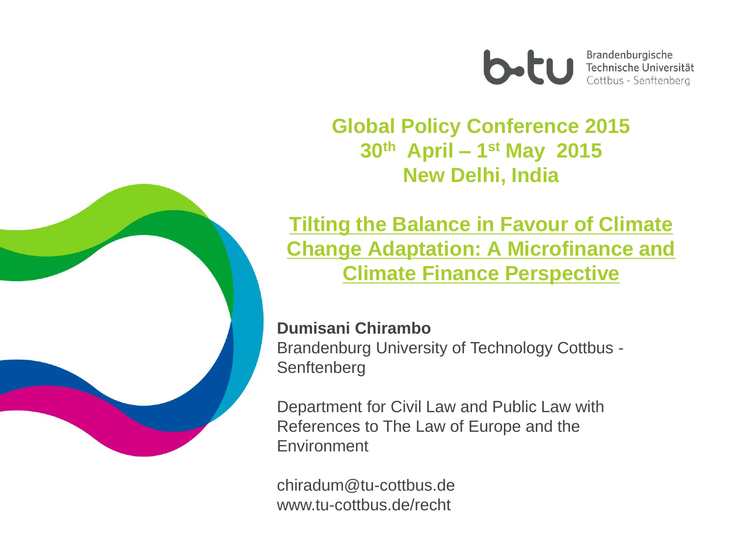Brandenburgische Technische Universität Cottbus - Senftenberg

# Global Policy Conference 2015

**30th April – 1st May 2015**

**New Delhi, India**

## Tilting the Balance in Favour of Climate Change Adaptation: A Microfinance and Climate Finance Perspective

**Dumisani Chirambo**

Brandenburg University of Technology Cottbus - Senftenberg

Department for Civil Law and Public Law with References to The Law of Europe and the Environment

chiradum@tu-cottbus.de
www.tu-cottbus.de/recht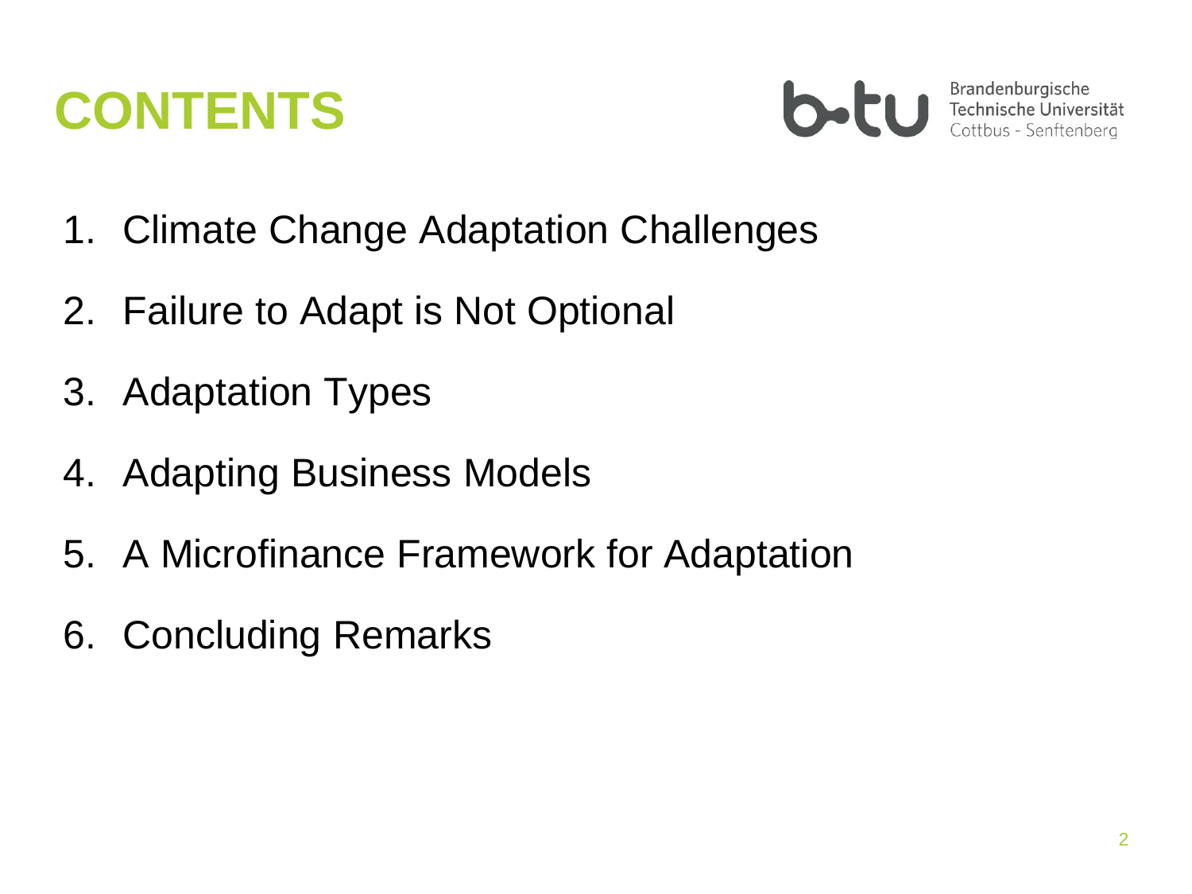# CONTENTS

1. Climate Change Adaptation Challenges
2. Failure to Adapt is Not Optional
3. Adaptation Types
4. Adapting Business Models
5. A Microfinance Framework for Adaptation
6. Concluding Remarks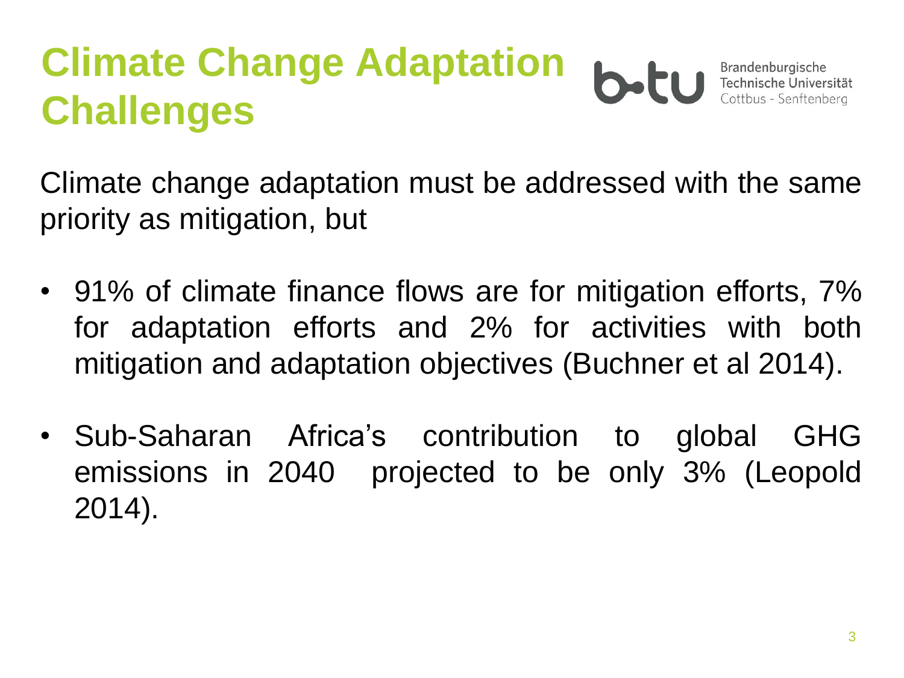# Climate Change Adaptation Challenges

Climate change adaptation must be addressed with the same priority as mitigation, but

- 91% of climate finance flows are for mitigation efforts, 7% for adaptation efforts and 2% for activities with both mitigation and adaptation objectives (Buchner et al 2014).
- Sub-Saharan Africa's contribution to global GHG emissions in 2040 projected to be only 3% (Leopold 2014).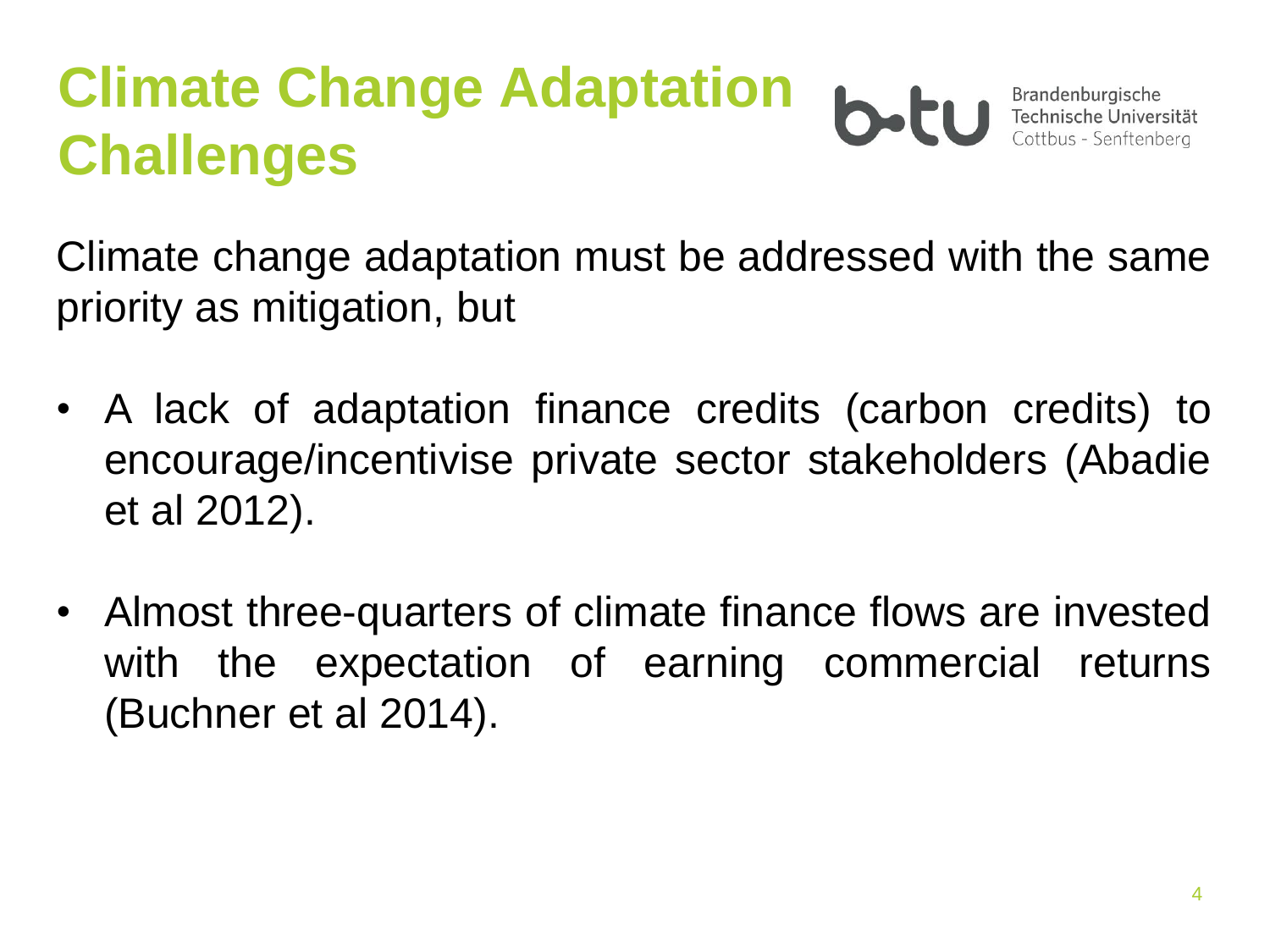# Climate Change Adaptation Challenges

Climate change adaptation must be addressed with the same priority as mitigation, but

- A lack of adaptation finance credits (carbon credits) to encourage/incentivise private sector stakeholders (Abadie et al 2012).
- Almost three-quarters of climate finance flows are invested with the expectation of earning commercial returns (Buchner et al 2014).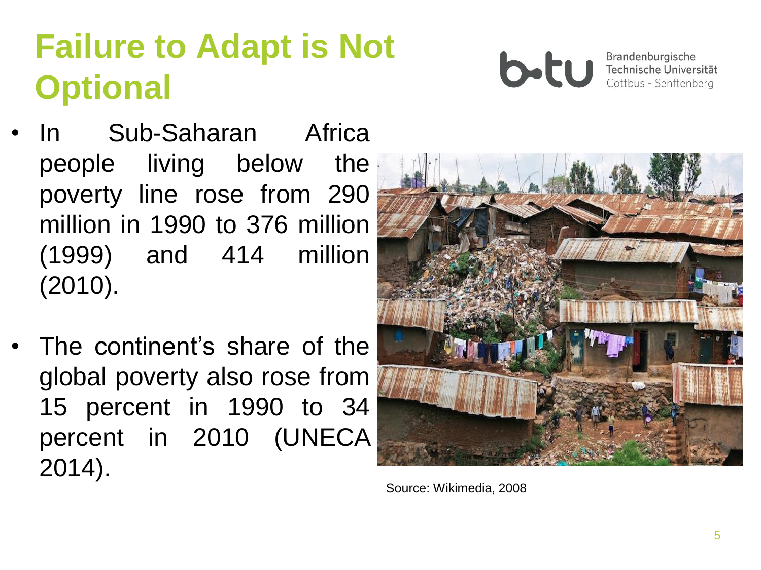# Failure to Adapt is Not Optional

- In Sub-Saharan Africa people living below the poverty line rose from 290 million in 1990 to 376 million (1999) and 414 million (2010).
- The continent's share of the global poverty also rose from 15 percent in 1990 to 34 percent in 2010 (UNECA 2014).

Source: Wikimedia, 2008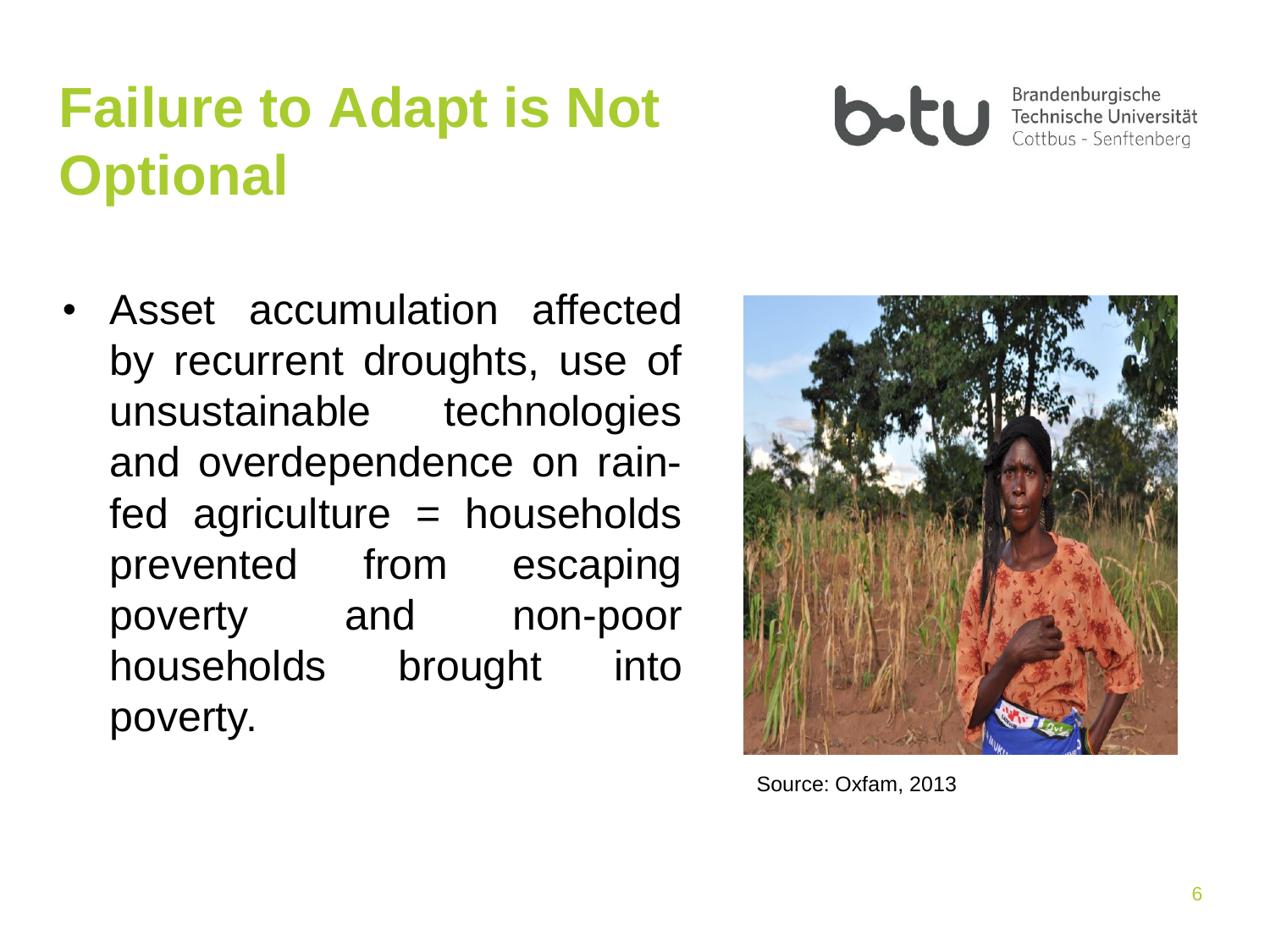# Failure to Adapt is Not Optional

- Asset accumulation affected by recurrent droughts, use of unsustainable technologies and overdependence on rain-fed agriculture = households prevented from escaping poverty and non-poor households brought into poverty.

Source: Oxfam, 2013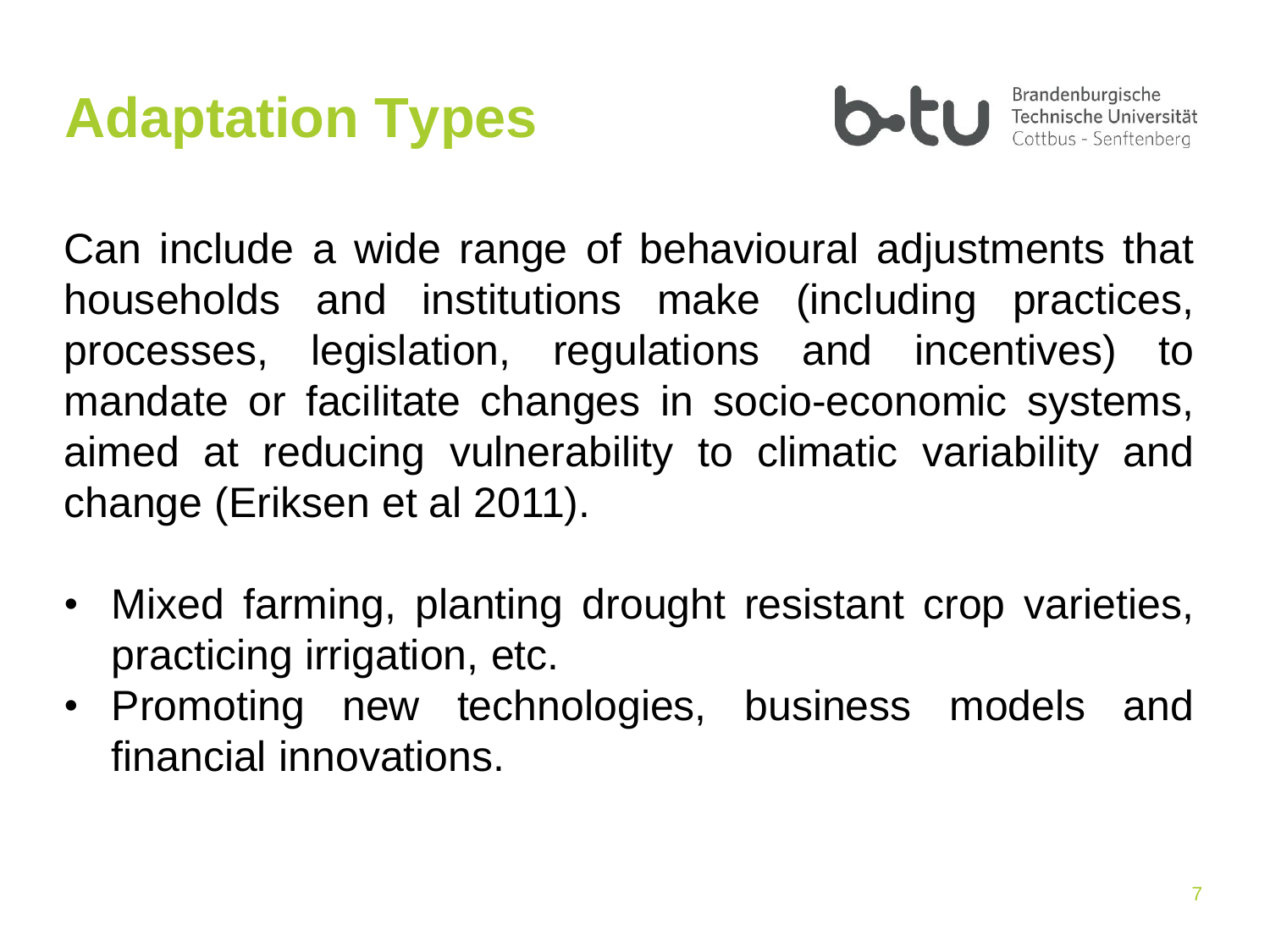# Adaptation Types

Can include a wide range of behavioural adjustments that households and institutions make (including practices, processes, legislation, regulations and incentives) to mandate or facilitate changes in socio-economic systems, aimed at reducing vulnerability to climatic variability and change (Eriksen et al 2011).

- Mixed farming, planting drought resistant crop varieties, practicing irrigation, etc.
- Promoting new technologies, business models and financial innovations.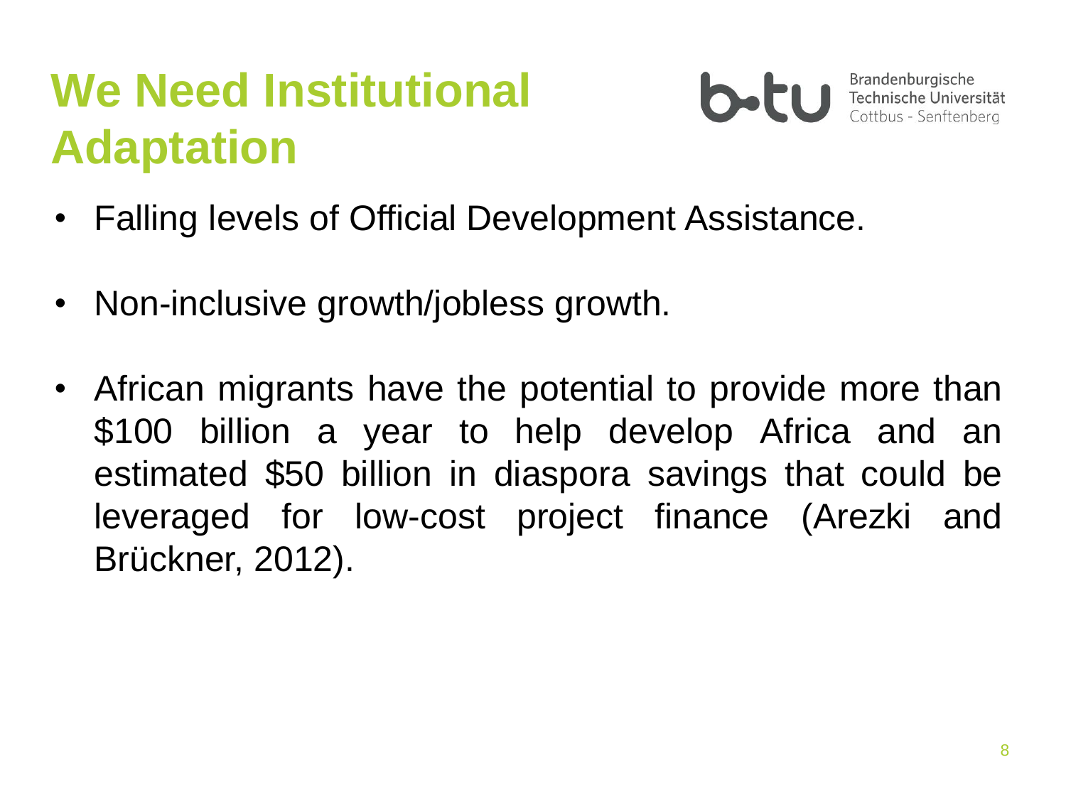# We Need Institutional Adaptation

- Falling levels of Official Development Assistance.
- Non-inclusive growth/jobless growth.
- African migrants have the potential to provide more than $100 billion a year to help develop Africa and an estimated $50 billion in diaspora savings that could be leveraged for low-cost project finance (Arezki and Brückner, 2012).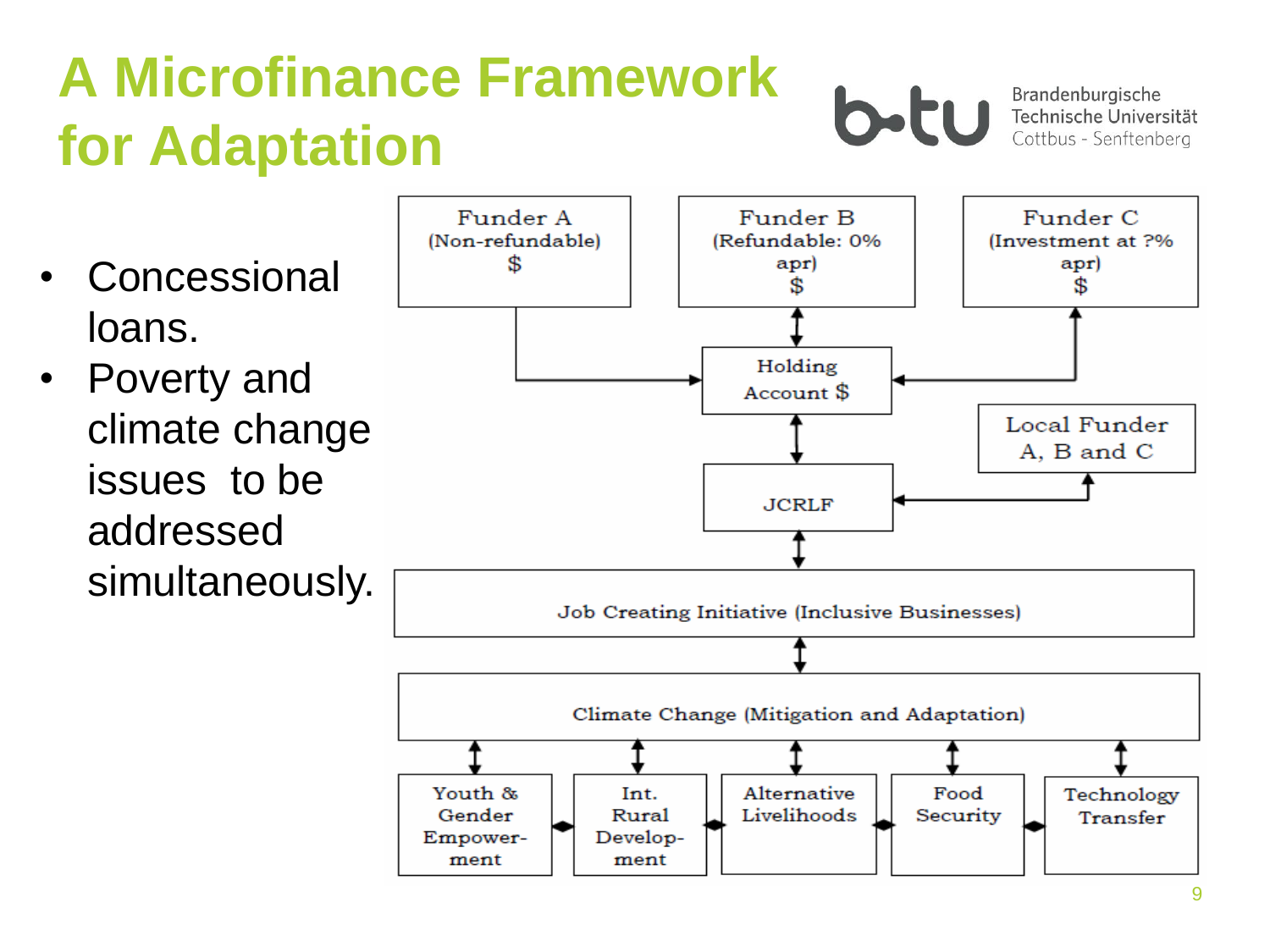# A Microfinance Framework for Adaptation

- Concessional loans.
- Poverty and climate change issues to be addressed simultaneously.

Funder A (Non-refundable) $

Funder B (Refundable: 0% apr) $

Funder C (Investment at ?% apr) $

Holding Account $

Local Funder A, B and C

JCRLF

Job Creating Initiative (Inclusive Businesses)

Climate Change (Mitigation and Adaptation)

Youth & Gender Empower-ment

Int. Rural Develop-ment

Alternative Livelihoods

Food Security

Technology Transfer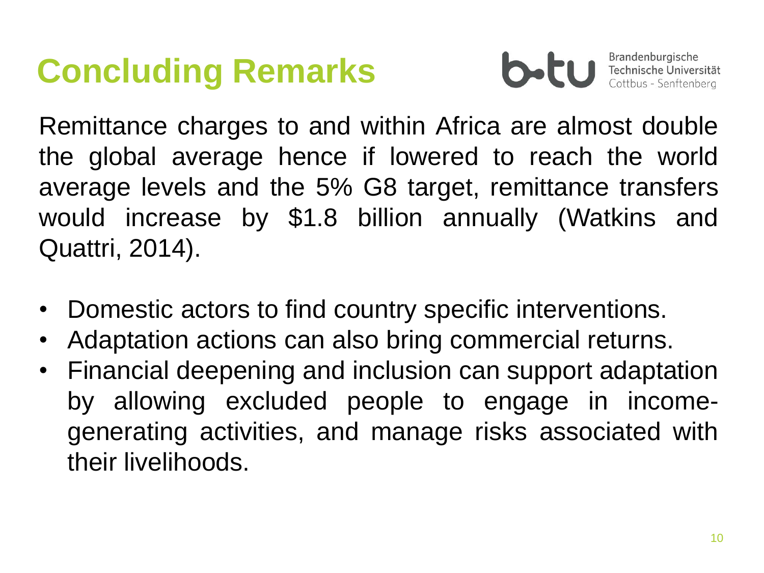# Concluding Remarks

Remittance charges to and within Africa are almost double the global average hence if lowered to reach the world average levels and the 5% G8 target, remittance transfers would increase by $1.8 billion annually (Watkins and Quattri, 2014).

- Domestic actors to find country specific interventions.
- Adaptation actions can also bring commercial returns.
- Financial deepening and inclusion can support adaptation by allowing excluded people to engage in income-generating activities, and manage risks associated with their livelihoods.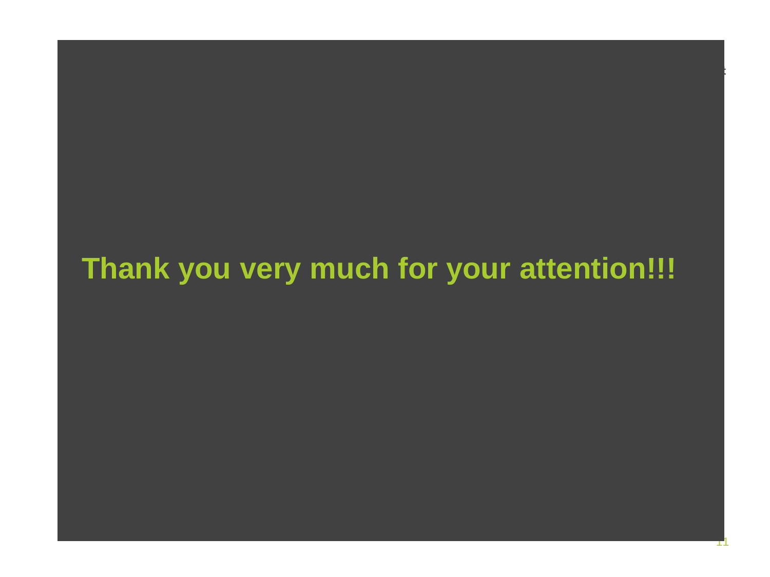**Thank you very much for your attention!!!**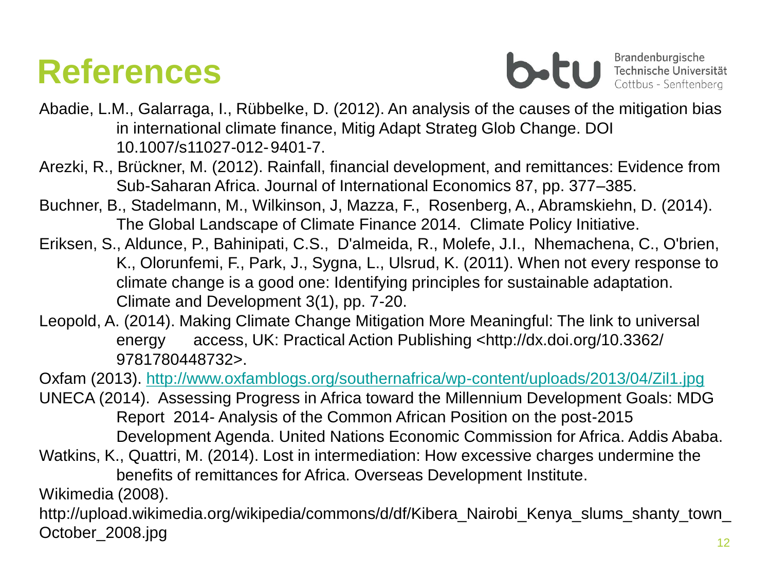# References

Abadie, L.M., Galarraga, I., Rübbelke, D. (2012). An analysis of the causes of the mitigation bias in international climate finance, Mitig Adapt Strateg Glob Change. DOI 10.1007/s11027-012-9401-7.

Arezki, R., Brückner, M. (2012). Rainfall, financial development, and remittances: Evidence from Sub-Saharan Africa. Journal of International Economics 87, pp. 377–385.

Buchner, B., Stadelmann, M., Wilkinson, J, Mazza, F., Rosenberg, A., Abramskiehn, D. (2014). The Global Landscape of Climate Finance 2014. Climate Policy Initiative.

Eriksen, S., Aldunce, P., Bahinipati, C.S., D'almeida, R., Molefe, J.I., Nhemachena, C., O'brien, K., Olorunfemi, F., Park, J., Sygna, L., Ulsrud, K. (2011). When not every response to climate change is a good one: Identifying principles for sustainable adaptation. Climate and Development 3(1), pp. 7-20.

Leopold, A. (2014). Making Climate Change Mitigation More Meaningful: The link to universal energy access, UK: Practical Action Publishing <http://dx.doi.org/10.3362/9781780448732>.

Oxfam (2013). http://www.oxfamblogs.org/southernafrica/wp-content/uploads/2013/04/Zil1.jpg

UNECA (2014). Assessing Progress in Africa toward the Millennium Development Goals: MDG Report 2014- Analysis of the Common African Position on the post-2015 Development Agenda. United Nations Economic Commission for Africa. Addis Ababa.

Watkins, K., Quattri, M. (2014). Lost in intermediation: How excessive charges undermine the benefits of remittances for Africa. Overseas Development Institute.

Wikimedia (2008). http://upload.wikimedia.org/wikipedia/commons/d/df/Kibera_Nairobi_Kenya_slums_shanty_town_October_2008.jpg